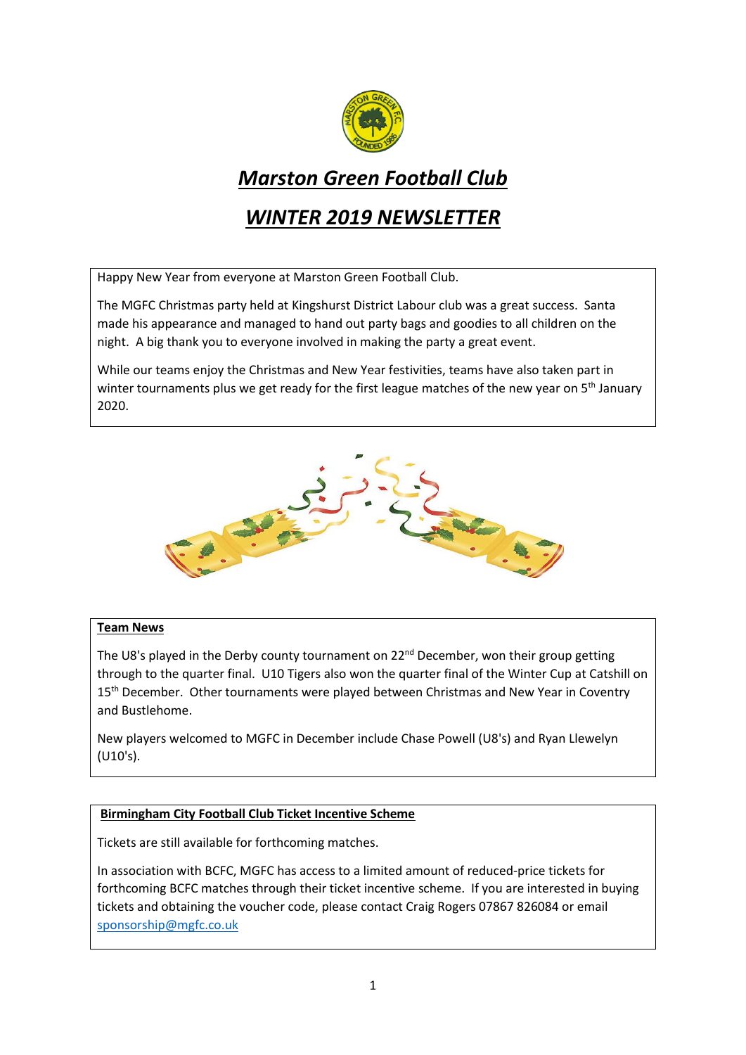# *Marston Green Football Club*

## *WINTER 2019 NEWSLETTER*

Happy New Year from everyone at Marston Green Football Club.

The MGFC Christmas party held at Kingshurst District Labour club was a great success. Santa made his appearance and managed to hand out party bags and goodies to all children on the night. A big thank you to everyone involved in making the party a great event.

While our teams enjoy the Christmas and New Year festivities, teams have also taken part in winter tournaments plus we get ready for the first league matches of the new year on 5th January 2020.

**Team News**

The U8's played in the Derby county tournament on 22nd December, won their group getting through to the quarter final. U10 Tigers also won the quarter final of the Winter Cup at Catshill on 15th December. Other tournaments were played between Christmas and New Year in Coventry and Bustlehome.

New players welcomed to MGFC in December include Chase Powell (U8's) and Ryan Llewelyn (U10's).

**Birmingham City Football Club Ticket Incentive Scheme**

Tickets are still available for forthcoming matches.

In association with BCFC, MGFC has access to a limited amount of reduced-price tickets for forthcoming BCFC matches through their ticket incentive scheme. If you are interested in buying tickets and obtaining the voucher code, please contact Craig Rogers 07867 826084 or email sponsorship@mgfc.co.uk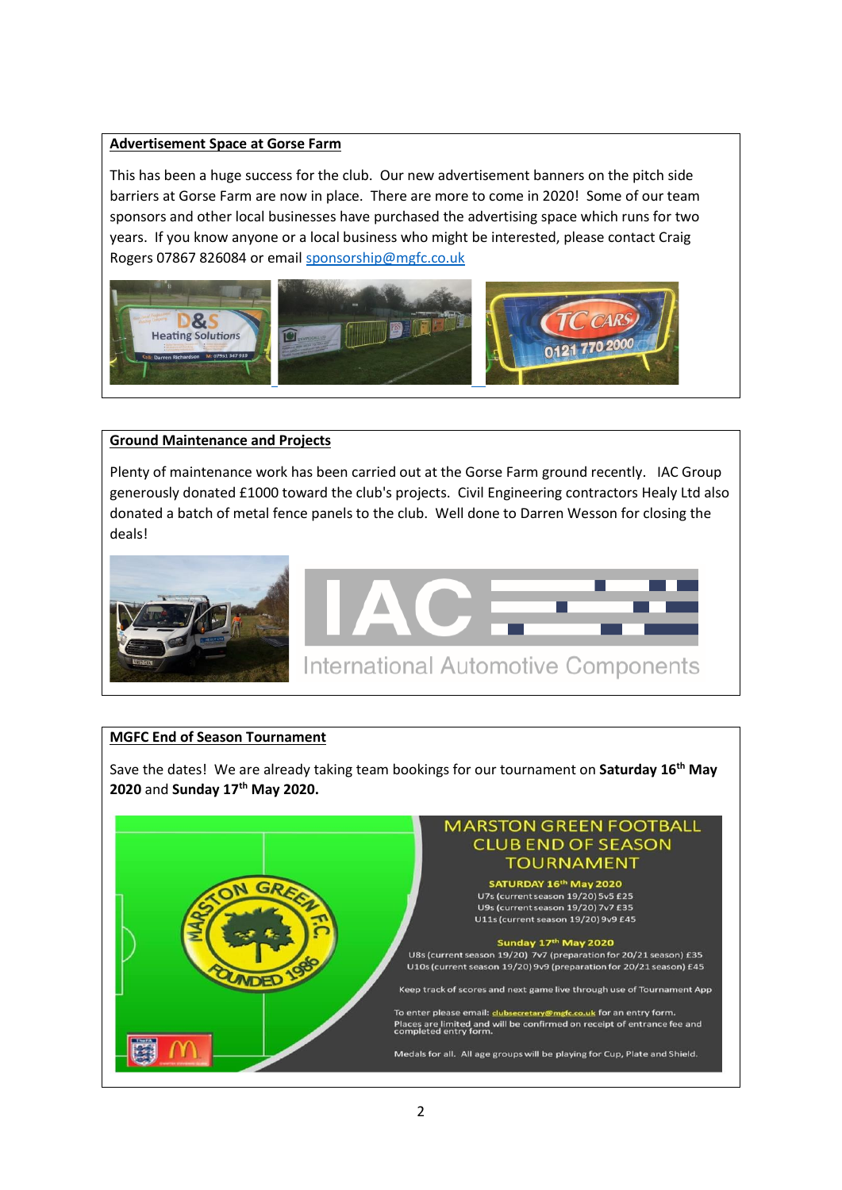## Advertisement Space at Gorse Farm

This has been a huge success for the club. Our new advertisement banners on the pitch side barriers at Gorse Farm are now in place. There are more to come in 2020! Some of our team sponsors and other local businesses have purchased the advertising space which runs for two years. If you know anyone or a local business who might be interested, please contact Craig Rogers 07867 826084 or email sponsorship@mgfc.co.uk

## Ground Maintenance and Projects

Plenty of maintenance work has been carried out at the Gorse Farm ground recently. IAC Group generously donated £1000 toward the club's projects. Civil Engineering contractors Healy Ltd also donated a batch of metal fence panels to the club. Well done to Darren Wesson for closing the deals!

## MGFC End of Season Tournament

Save the dates! We are already taking team bookings for our tournament on **Saturday 16th May 2020** and **Sunday 17th May 2020.**

MARSTON GREEN FOOTBALL CLUB END OF SEASON TOURNAMENT

**SATURDAY 16th May 2020**

U7s (current season 19/20) 5v5 £25
U9s (current season 19/20) 7v7 £35
U11s (current season 19/20) 9v9 £45

**Sunday 17th May 2020**

U8s (current season 19/20) 7v7 (preparation for 20/21 season) £35
U10s (current season 19/20) 9v9 (preparation for 20/21 season) £45

Keep track of scores and next game live through use of Tournament App

To enter please email: clubsecretary@mgfc.co.uk for an entry form.
Places are limited and will be confirmed on receipt of entrance fee and completed entry form.

Medals for all. All age groups will be playing for Cup, Plate and Shield.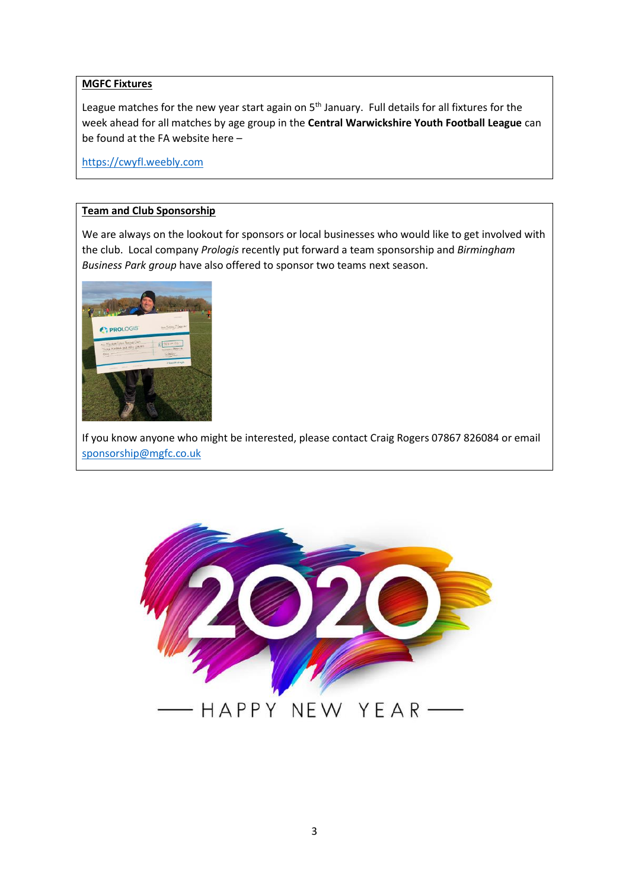## MGFC Fixtures

League matches for the new year start again on 5th January. Full details for all fixtures for the week ahead for all matches by age group in the **Central Warwickshire Youth Football League** can be found at the FA website here –

https://cwyfl.weebly.com

## Team and Club Sponsorship

We are always on the lookout for sponsors or local businesses who would like to get involved with the club. Local company *Prologis* recently put forward a team sponsorship and *Birmingham Business Park group* have also offered to sponsor two teams next season.

If you know anyone who might be interested, please contact Craig Rogers 07867 826084 or email sponsorship@mgfc.co.uk

2020

HAPPY NEW YEAR